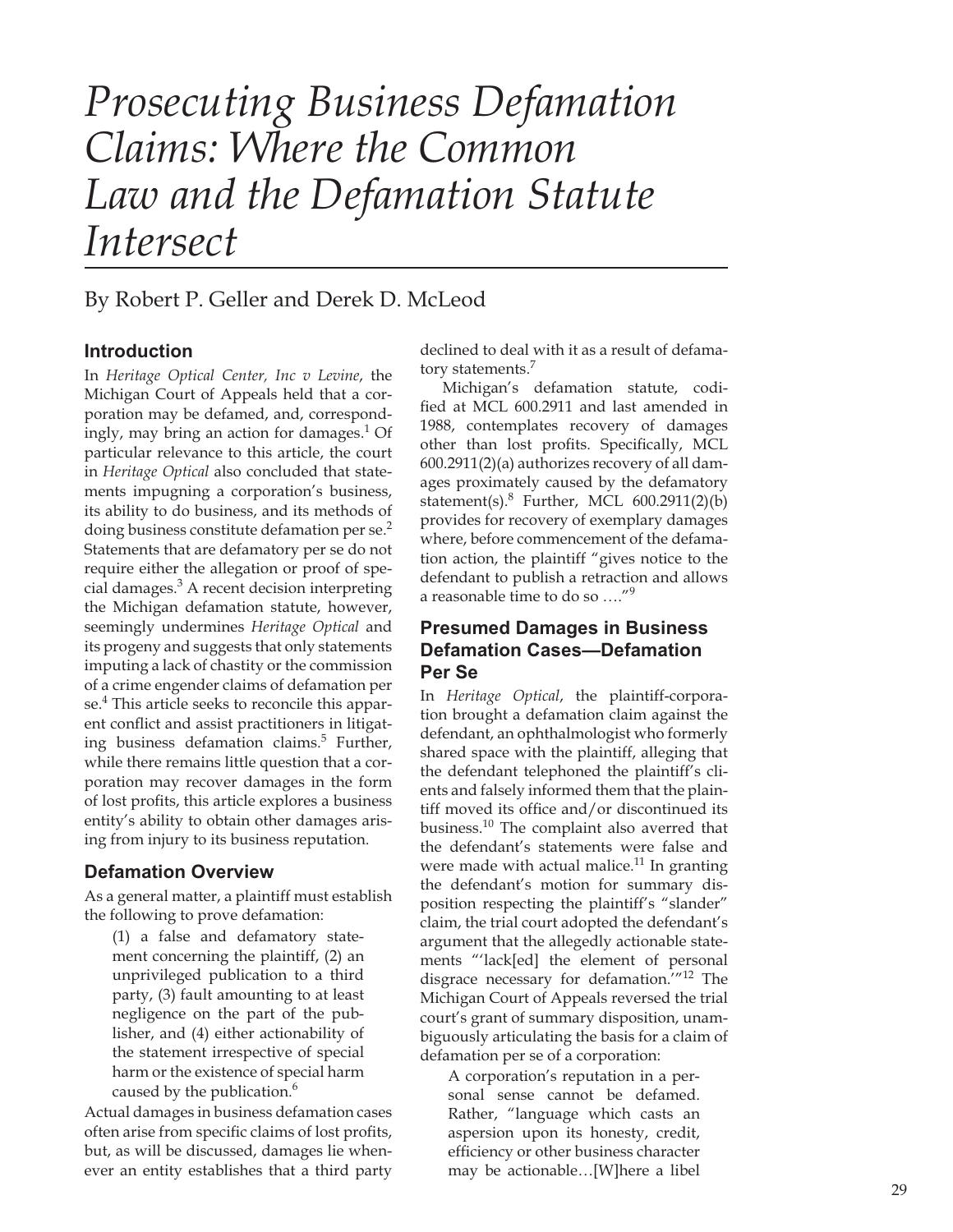# *Prosecuting Business Defamation Claims: Where the Common Law and the Defamation Statute Intersect*

By Robert P. Geller and Derek D. McLeod

## Introduction

In *Heritage Optical Center, Inc v Levine*, the Michigan Court of Appeals held that a corporation may be defamed, and, correspondingly, may bring an action for damages.[1] Of particular relevance to this article, the court in *Heritage Optical* also concluded that statements impugning a corporation's business, its ability to do business, and its methods of doing business constitute defamation per se.[2] Statements that are defamatory per se do not require either the allegation or proof of special damages.[3] A recent decision interpreting the Michigan defamation statute, however, seemingly undermines *Heritage Optical* and its progeny and suggests that only statements imputing a lack of chastity or the commission of a crime engender claims of defamation per se.[4] This article seeks to reconcile this apparent conflict and assist practitioners in litigating business defamation claims.[5] Further, while there remains little question that a corporation may recover damages in the form of lost profits, this article explores a business entity's ability to obtain other damages arising from injury to its business reputation.

## Defamation Overview

As a general matter, a plaintiff must establish the following to prove defamation:

> (1) a false and defamatory statement concerning the plaintiff, (2) an unprivileged publication to a third party, (3) fault amounting to at least negligence on the part of the publisher, and (4) either actionability of the statement irrespective of special harm or the existence of special harm caused by the publication.[6]

Actual damages in business defamation cases often arise from specific claims of lost profits, but, as will be discussed, damages lie whenever an entity establishes that a third party declined to deal with it as a result of defamatory statements.[7]

Michigan's defamation statute, codified at MCL 600.2911 and last amended in 1988, contemplates recovery of damages other than lost profits. Specifically, MCL 600.2911(2)(a) authorizes recovery of all damages proximately caused by the defamatory statement(s).[8] Further, MCL 600.2911(2)(b) provides for recovery of exemplary damages where, before commencement of the defamation action, the plaintiff "gives notice to the defendant to publish a retraction and allows a reasonable time to do so …."[9]

## Presumed Damages in Business Defamation Cases—Defamation Per Se

In *Heritage Optical*, the plaintiff-corporation brought a defamation claim against the defendant, an ophthalmologist who formerly shared space with the plaintiff, alleging that the defendant telephoned the plaintiff's clients and falsely informed them that the plaintiff moved its office and/or discontinued its business.[10] The complaint also averred that the defendant's statements were false and were made with actual malice.[11] In granting the defendant's motion for summary disposition respecting the plaintiff's "slander" claim, the trial court adopted the defendant's argument that the allegedly actionable statements "'lack[ed] the element of personal disgrace necessary for defamation.'"[12] The Michigan Court of Appeals reversed the trial court's grant of summary disposition, unambiguously articulating the basis for a claim of defamation per se of a corporation:

> A corporation's reputation in a personal sense cannot be defamed. Rather, "language which casts an aspersion upon its honesty, credit, efficiency or other business character may be actionable…[W]here a libel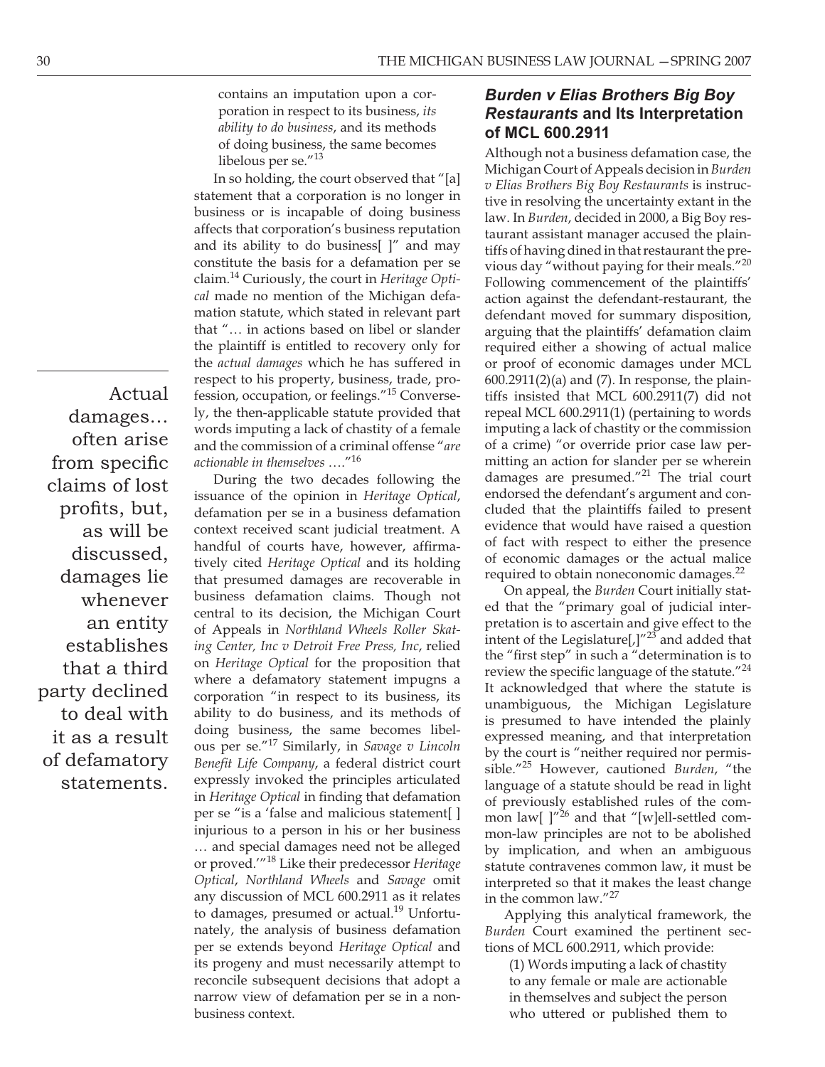contains an imputation upon a corporation in respect to its business, *its ability to do business*, and its methods of doing business, the same becomes libelous per se."[13]

In so holding, the court observed that "[a] statement that a corporation is no longer in business or is incapable of doing business affects that corporation's business reputation and its ability to do business[ ]" and may constitute the basis for a defamation per se claim.[14] Curiously, the court in *Heritage Optical* made no mention of the Michigan defamation statute, which stated in relevant part that "… in actions based on libel or slander the plaintiff is entitled to recovery only for the *actual damages* which he has suffered in respect to his property, business, trade, profession, occupation, or feelings."[15] Conversely, the then-applicable statute provided that words imputing a lack of chastity of a female and the commission of a criminal offense "*are actionable in themselves* …."[16]

> Actual damages… often arise from specific claims of lost profits, but, as will be discussed, damages lie whenever an entity establishes that a third party declined to deal with it as a result of defamatory statements.

During the two decades following the issuance of the opinion in *Heritage Optical*, defamation per se in a business defamation context received scant judicial treatment. A handful of courts have, however, affirmatively cited *Heritage Optical* and its holding that presumed damages are recoverable in business defamation claims. Though not central to its decision, the Michigan Court of Appeals in *Northland Wheels Roller Skating Center, Inc v Detroit Free Press, Inc*, relied on *Heritage Optical* for the proposition that where a defamatory statement impugns a corporation "in respect to its business, its ability to do business, and its methods of doing business, the same becomes libelous per se."[17] Similarly, in *Savage v Lincoln Benefit Life Company*, a federal district court expressly invoked the principles articulated in *Heritage Optical* in finding that defamation per se "is a 'false and malicious statement[ ] injurious to a person in his or her business … and special damages need not be alleged or proved.'"[18] Like their predecessor *Heritage Optical*, *Northland Wheels* and *Savage* omit any discussion of MCL 600.2911 as it relates to damages, presumed or actual.[19] Unfortunately, the analysis of business defamation per se extends beyond *Heritage Optical* and its progeny and must necessarily attempt to reconcile subsequent decisions that adopt a narrow view of defamation per se in a non-business context.

### *Burden v Elias Brothers Big Boy Restaurants* and Its Interpretation of MCL 600.2911

Although not a business defamation case, the Michigan Court of Appeals decision in *Burden v Elias Brothers Big Boy Restaurants* is instructive in resolving the uncertainty extant in the law. In *Burden*, decided in 2000, a Big Boy restaurant assistant manager accused the plaintiffs of having dined in that restaurant the previous day "without paying for their meals."[20] Following commencement of the plaintiffs' action against the defendant-restaurant, the defendant moved for summary disposition, arguing that the plaintiffs' defamation claim required either a showing of actual malice or proof of economic damages under MCL 600.2911(2)(a) and (7). In response, the plaintiffs insisted that MCL 600.2911(7) did not repeal MCL 600.2911(1) (pertaining to words imputing a lack of chastity or the commission of a crime) "or override prior case law permitting an action for slander per se wherein damages are presumed."[21] The trial court endorsed the defendant's argument and concluded that the plaintiffs failed to present evidence that would have raised a question of fact with respect to either the presence of economic damages or the actual malice required to obtain noneconomic damages.[22]

On appeal, the *Burden* Court initially stated that the "primary goal of judicial interpretation is to ascertain and give effect to the intent of the Legislature[,]"[23] and added that the "first step" in such a "determination is to review the specific language of the statute."[24] It acknowledged that where the statute is unambiguous, the Michigan Legislature is presumed to have intended the plainly expressed meaning, and that interpretation by the court is "neither required nor permissible."[25] However, cautioned *Burden*, "the language of a statute should be read in light of previously established rules of the common law[ ]"[26] and that "[w]ell-settled common-law principles are not to be abolished by implication, and when an ambiguous statute contravenes common law, it must be interpreted so that it makes the least change in the common law."[27]

Applying this analytical framework, the *Burden* Court examined the pertinent sections of MCL 600.2911, which provide:

> (1) Words imputing a lack of chastity to any female or male are actionable in themselves and subject the person who uttered or published them to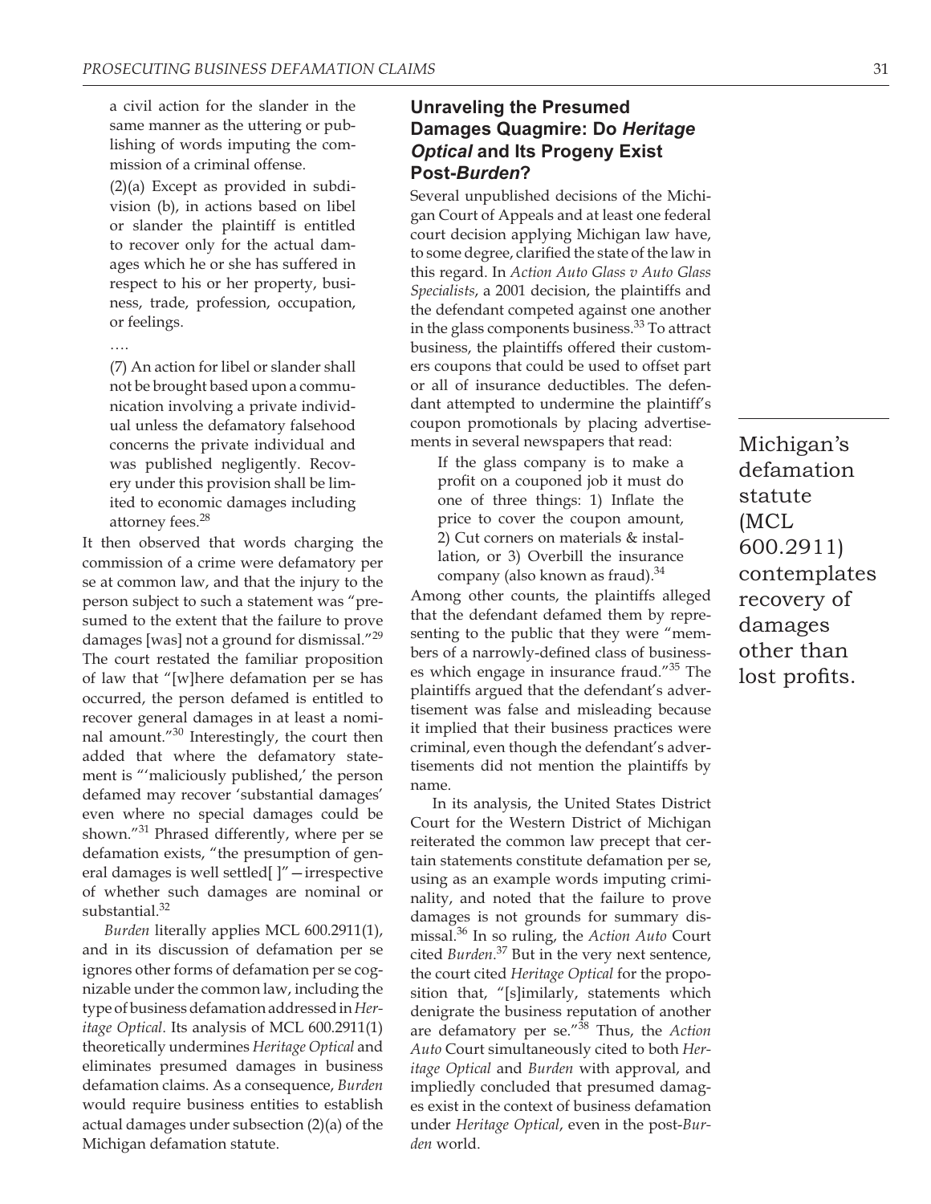a civil action for the slander in the same manner as the uttering or publishing of words imputing the commission of a criminal offense.

(2)(a) Except as provided in subdivision (b), in actions based on libel or slander the plaintiff is entitled to recover only for the actual damages which he or she has suffered in respect to his or her property, business, trade, profession, occupation, or feelings.

….

(7) An action for libel or slander shall not be brought based upon a communication involving a private individual unless the defamatory falsehood concerns the private individual and was published negligently. Recovery under this provision shall be limited to economic damages including attorney fees.[28]

It then observed that words charging the commission of a crime were defamatory per se at common law, and that the injury to the person subject to such a statement was "presumed to the extent that the failure to prove damages [was] not a ground for dismissal."[29] The court restated the familiar proposition of law that "[w]here defamation per se has occurred, the person defamed is entitled to recover general damages in at least a nominal amount."[30] Interestingly, the court then added that where the defamatory statement is "'maliciously published,' the person defamed may recover 'substantial damages' even where no special damages could be shown."[31] Phrased differently, where per se defamation exists, "the presumption of general damages is well settled[ ]"—irrespective of whether such damages are nominal or substantial.[32]

*Burden* literally applies MCL 600.2911(1), and in its discussion of defamation per se ignores other forms of defamation per se cognizable under the common law, including the type of business defamation addressed in *Heritage Optical*. Its analysis of MCL 600.2911(1) theoretically undermines *Heritage Optical* and eliminates presumed damages in business defamation claims. As a consequence, *Burden* would require business entities to establish actual damages under subsection (2)(a) of the Michigan defamation statute.

## Unraveling the Presumed Damages Quagmire: Do *Heritage Optical* and Its Progeny Exist Post-*Burden*?

Several unpublished decisions of the Michigan Court of Appeals and at least one federal court decision applying Michigan law have, to some degree, clarified the state of the law in this regard. In *Action Auto Glass v Auto Glass Specialists*, a 2001 decision, the plaintiffs and the defendant competed against one another in the glass components business.[33] To attract business, the plaintiffs offered their customers coupons that could be used to offset part or all of insurance deductibles. The defendant attempted to undermine the plaintiff's coupon promotionals by placing advertisements in several newspapers that read:

> If the glass company is to make a profit on a couponed job it must do one of three things: 1) Inflate the price to cover the coupon amount, 2) Cut corners on materials & installation, or 3) Overbill the insurance company (also known as fraud).[34]

Among other counts, the plaintiffs alleged that the defendant defamed them by representing to the public that they were "members of a narrowly-defined class of businesses which engage in insurance fraud."[35] The plaintiffs argued that the defendant's advertisement was false and misleading because it implied that their business practices were criminal, even though the defendant's advertisements did not mention the plaintiffs by name.

In its analysis, the United States District Court for the Western District of Michigan reiterated the common law precept that certain statements constitute defamation per se, using as an example words imputing criminality, and noted that the failure to prove damages is not grounds for summary dismissal.[36] In so ruling, the *Action Auto* Court cited *Burden*.[37] But in the very next sentence, the court cited *Heritage Optical* for the proposition that, "[s]imilarly, statements which denigrate the business reputation of another are defamatory per se."[38] Thus, the *Action Auto* Court simultaneously cited to both *Heritage Optical* and *Burden* with approval, and impliedly concluded that presumed damages exist in the context of business defamation under *Heritage Optical*, even in the post-*Burden* world.

Michigan's defamation statute (MCL 600.2911) contemplates recovery of damages other than lost profits.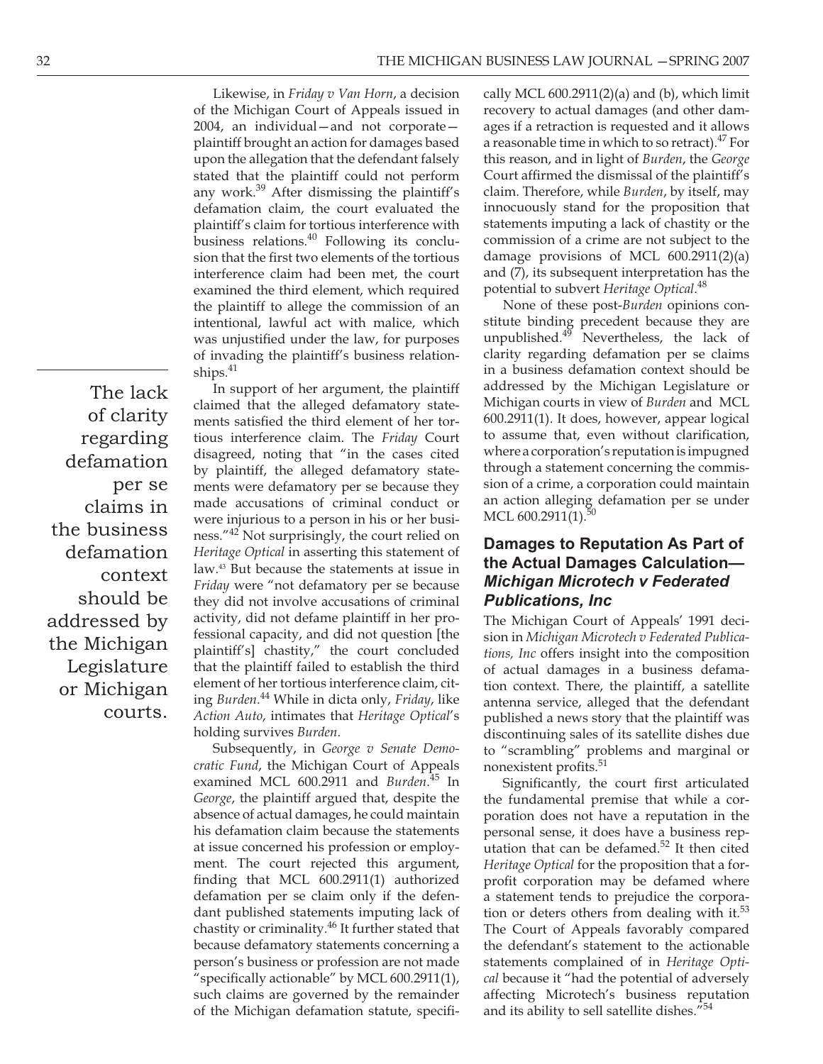Likewise, in *Friday v Van Horn*, a decision of the Michigan Court of Appeals issued in 2004, an individual—and not corporate—plaintiff brought an action for damages based upon the allegation that the defendant falsely stated that the plaintiff could not perform any work.[39] After dismissing the plaintiff's defamation claim, the court evaluated the plaintiff's claim for tortious interference with business relations.[40] Following its conclusion that the first two elements of the tortious interference claim had been met, the court examined the third element, which required the plaintiff to allege the commission of an intentional, lawful act with malice, which was unjustified under the law, for purposes of invading the plaintiff's business relationships.[41]

The lack of clarity regarding defamation per se claims in the business defamation context should be addressed by the Michigan Legislature or Michigan courts.

In support of her argument, the plaintiff claimed that the alleged defamatory statements satisfied the third element of her tortious interference claim. The *Friday* Court disagreed, noting that "in the cases cited by plaintiff, the alleged defamatory statements were defamatory per se because they made accusations of criminal conduct or were injurious to a person in his or her business."[42] Not surprisingly, the court relied on *Heritage Optical* in asserting this statement of law.[43] But because the statements at issue in *Friday* were "not defamatory per se because they did not involve accusations of criminal activity, did not defame plaintiff in her professional capacity, and did not question [the plaintiff's] chastity," the court concluded that the plaintiff failed to establish the third element of her tortious interference claim, citing *Burden*.[44] While in dicta only, *Friday*, like *Action Auto*, intimates that *Heritage Optical*'s holding survives *Burden*.

Subsequently, in *George v Senate Democratic Fund*, the Michigan Court of Appeals examined MCL 600.2911 and *Burden*.[45] In *George*, the plaintiff argued that, despite the absence of actual damages, he could maintain his defamation claim because the statements at issue concerned his profession or employment. The court rejected this argument, finding that MCL 600.2911(1) authorized defamation per se claim only if the defendant published statements imputing lack of chastity or criminality.[46] It further stated that because defamatory statements concerning a person's business or profession are not made "specifically actionable" by MCL 600.2911(1), such claims are governed by the remainder of the Michigan defamation statute, specifically MCL 600.2911(2)(a) and (b), which limit recovery to actual damages (and other damages if a retraction is requested and it allows a reasonable time in which to so retract).[47] For this reason, and in light of *Burden*, the *George* Court affirmed the dismissal of the plaintiff's claim. Therefore, while *Burden*, by itself, may innocuously stand for the proposition that statements imputing a lack of chastity or the commission of a crime are not subject to the damage provisions of MCL 600.2911(2)(a) and (7), its subsequent interpretation has the potential to subvert *Heritage Optical*.[48]

None of these post-*Burden* opinions constitute binding precedent because they are unpublished.[49] Nevertheless, the lack of clarity regarding defamation per se claims in a business defamation context should be addressed by the Michigan Legislature or Michigan courts in view of *Burden* and MCL 600.2911(1). It does, however, appear logical to assume that, even without clarification, where a corporation's reputation is impugned through a statement concerning the commission of a crime, a corporation could maintain an action alleging defamation per se under MCL 600.2911(1).[50]

### Damages to Reputation As Part of the Actual Damages Calculation—*Michigan Microtech v Federated Publications, Inc*

The Michigan Court of Appeals' 1991 decision in *Michigan Microtech v Federated Publications, Inc* offers insight into the composition of actual damages in a business defamation context. There, the plaintiff, a satellite antenna service, alleged that the defendant published a news story that the plaintiff was discontinuing sales of its satellite dishes due to "scrambling" problems and marginal or nonexistent profits.[51]

Significantly, the court first articulated the fundamental premise that while a corporation does not have a reputation in the personal sense, it does have a business reputation that can be defamed.[52] It then cited *Heritage Optical* for the proposition that a for-profit corporation may be defamed where a statement tends to prejudice the corporation or deters others from dealing with it.[53] The Court of Appeals favorably compared the defendant's statement to the actionable statements complained of in *Heritage Optical* because it "had the potential of adversely affecting Microtech's business reputation and its ability to sell satellite dishes."[54]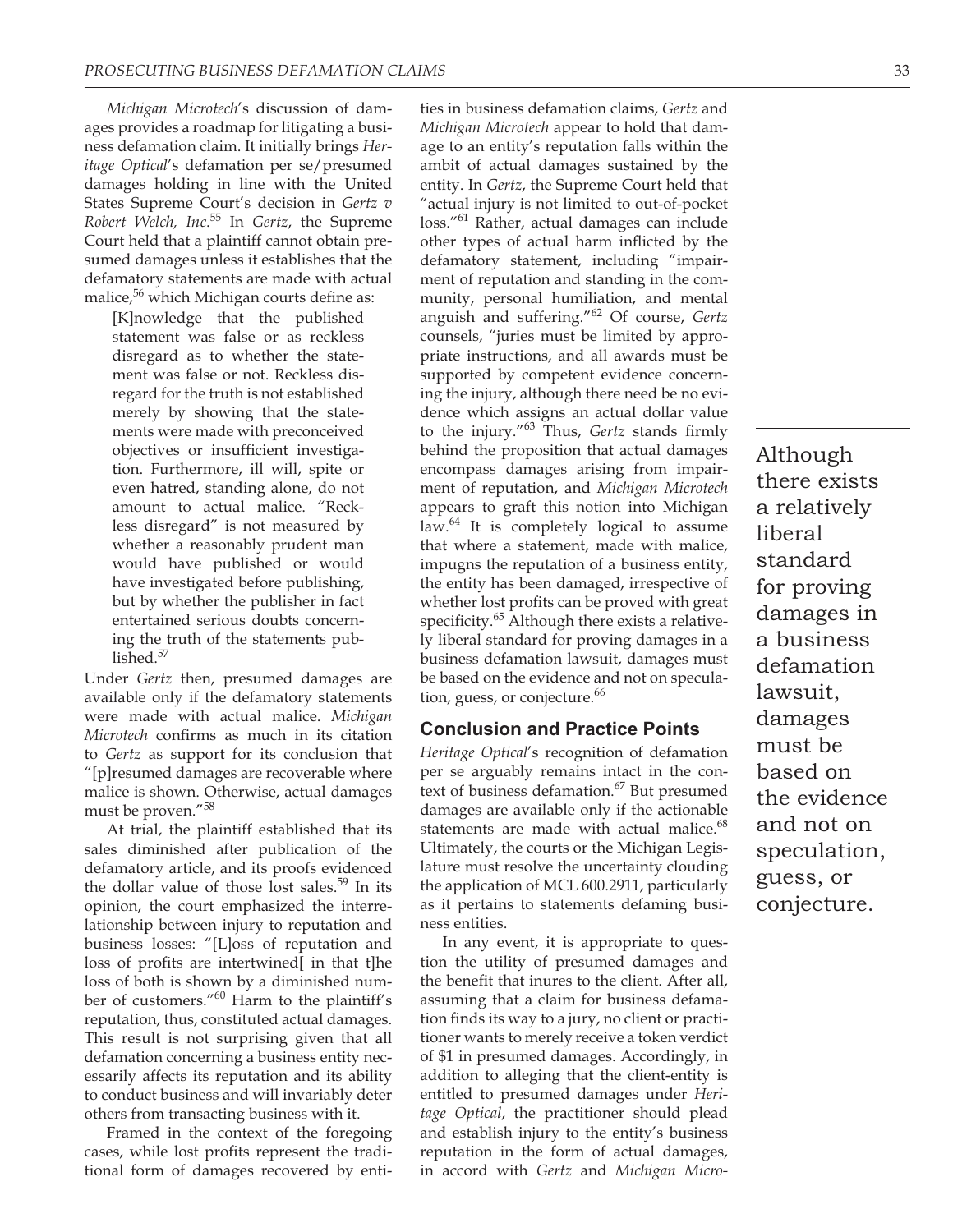*Michigan Microtech*'s discussion of damages provides a roadmap for litigating a business defamation claim. It initially brings *Heritage Optical*'s defamation per se/presumed damages holding in line with the United States Supreme Court's decision in *Gertz v Robert Welch, Inc.*[55] In *Gertz*, the Supreme Court held that a plaintiff cannot obtain presumed damages unless it establishes that the defamatory statements are made with actual malice,[56] which Michigan courts define as:

> [K]nowledge that the published statement was false or as reckless disregard as to whether the statement was false or not. Reckless disregard for the truth is not established merely by showing that the statements were made with preconceived objectives or insufficient investigation. Furthermore, ill will, spite or even hatred, standing alone, do not amount to actual malice. "Reckless disregard" is not measured by whether a reasonably prudent man would have published or would have investigated before publishing, but by whether the publisher in fact entertained serious doubts concerning the truth of the statements published.[57]

Under *Gertz* then, presumed damages are available only if the defamatory statements were made with actual malice. *Michigan Microtech* confirms as much in its citation to *Gertz* as support for its conclusion that "[p]resumed damages are recoverable where malice is shown. Otherwise, actual damages must be proven."[58]

At trial, the plaintiff established that its sales diminished after publication of the defamatory article, and its proofs evidenced the dollar value of those lost sales.[59] In its opinion, the court emphasized the interrelationship between injury to reputation and business losses: "[L]oss of reputation and loss of profits are intertwined[ in that t]he loss of both is shown by a diminished number of customers."[60] Harm to the plaintiff's reputation, thus, constituted actual damages. This result is not surprising given that all defamation concerning a business entity necessarily affects its reputation and its ability to conduct business and will invariably deter others from transacting business with it.

Framed in the context of the foregoing cases, while lost profits represent the traditional form of damages recovered by entities in business defamation claims, *Gertz* and *Michigan Microtech* appear to hold that damage to an entity's reputation falls within the ambit of actual damages sustained by the entity. In *Gertz*, the Supreme Court held that "actual injury is not limited to out-of-pocket loss."[61] Rather, actual damages can include other types of actual harm inflicted by the defamatory statement, including "impairment of reputation and standing in the community, personal humiliation, and mental anguish and suffering."[62] Of course, *Gertz* counsels, "juries must be limited by appropriate instructions, and all awards must be supported by competent evidence concerning the injury, although there need be no evidence which assigns an actual dollar value to the injury."[63] Thus, *Gertz* stands firmly behind the proposition that actual damages encompass damages arising from impairment of reputation, and *Michigan Microtech* appears to graft this notion into Michigan law.[64] It is completely logical to assume that where a statement, made with malice, impugns the reputation of a business entity, the entity has been damaged, irrespective of whether lost profits can be proved with great specificity.[65] Although there exists a relatively liberal standard for proving damages in a business defamation lawsuit, damages must be based on the evidence and not on speculation, guess, or conjecture.[66]

> Although there exists a relatively liberal standard for proving damages in a business defamation lawsuit, damages must be based on the evidence and not on speculation, guess, or conjecture.

## Conclusion and Practice Points

*Heritage Optical*'s recognition of defamation per se arguably remains intact in the context of business defamation.[67] But presumed damages are available only if the actionable statements are made with actual malice.[68] Ultimately, the courts or the Michigan Legislature must resolve the uncertainty clouding the application of MCL 600.2911, particularly as it pertains to statements defaming business entities.

In any event, it is appropriate to question the utility of presumed damages and the benefit that inures to the client. After all, assuming that a claim for business defamation finds its way to a jury, no client or practitioner wants to merely receive a token verdict of $1 in presumed damages. Accordingly, in addition to alleging that the client-entity is entitled to presumed damages under *Heritage Optical*, the practitioner should plead and establish injury to the entity's business reputation in the form of actual damages, in accord with *Gertz* and *Michigan Micro-*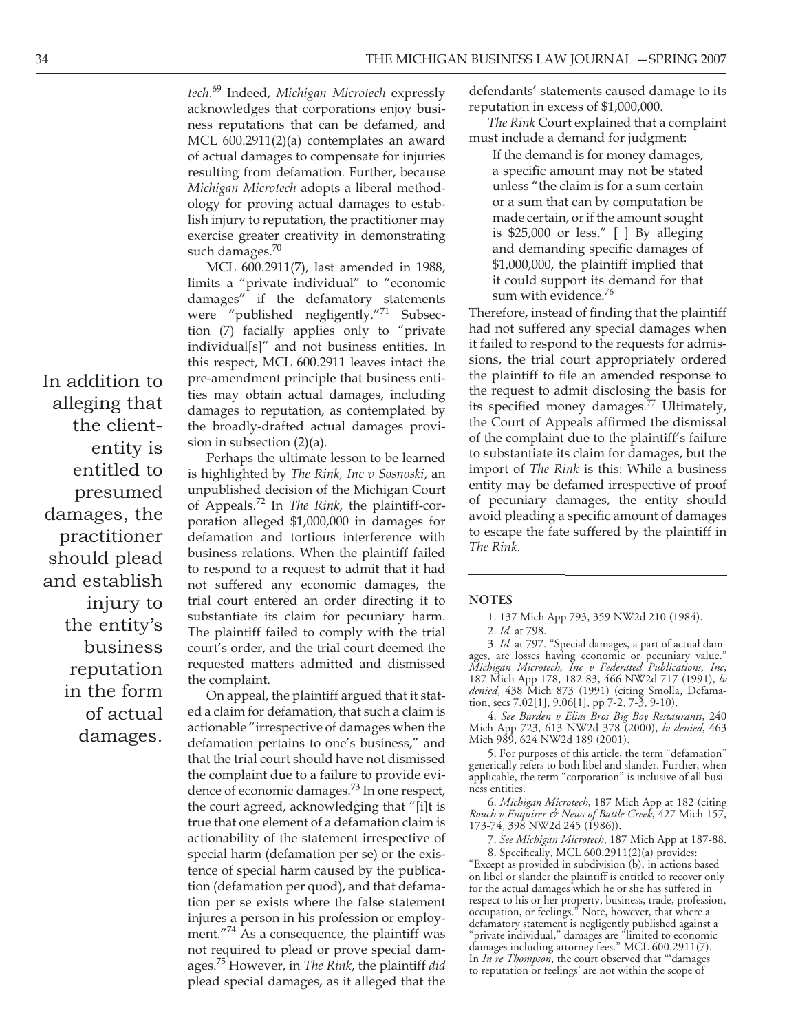*tech*.[69] Indeed, *Michigan Microtech* expressly acknowledges that corporations enjoy business reputations that can be defamed, and MCL 600.2911(2)(a) contemplates an award of actual damages to compensate for injuries resulting from defamation. Further, because *Michigan Microtech* adopts a liberal methodology for proving actual damages to establish injury to reputation, the practitioner may exercise greater creativity in demonstrating such damages.[70]

MCL 600.2911(7), last amended in 1988, limits a "private individual" to "economic damages" if the defamatory statements were "published negligently."[71] Subsection (7) facially applies only to "private individual[s]" and not business entities. In this respect, MCL 600.2911 leaves intact the pre-amendment principle that business entities may obtain actual damages, including damages to reputation, as contemplated by the broadly-drafted actual damages provision in subsection (2)(a).

> In addition to alleging that the client-entity is entitled to presumed damages, the practitioner should plead and establish injury to the entity's business reputation in the form of actual damages.

Perhaps the ultimate lesson to be learned is highlighted by *The Rink, Inc v Sosnoski*, an unpublished decision of the Michigan Court of Appeals.[72] In *The Rink*, the plaintiff-corporation alleged $1,000,000 in damages for defamation and tortious interference with business relations. When the plaintiff failed to respond to a request to admit that it had not suffered any economic damages, the trial court entered an order directing it to substantiate its claim for pecuniary harm. The plaintiff failed to comply with the trial court's order, and the trial court deemed the requested matters admitted and dismissed the complaint.

On appeal, the plaintiff argued that it stated a claim for defamation, that such a claim is actionable "irrespective of damages when the defamation pertains to one's business," and that the trial court should have not dismissed the complaint due to a failure to provide evidence of economic damages.[73] In one respect, the court agreed, acknowledging that "[i]t is true that one element of a defamation claim is actionability of the statement irrespective of special harm (defamation per se) or the existence of special harm caused by the publication (defamation per quod), and that defamation per se exists where the false statement injures a person in his profession or employment."[74] As a consequence, the plaintiff was not required to plead or prove special damages.[75] However, in *The Rink*, the plaintiff *did* plead special damages, as it alleged that the defendants' statements caused damage to its reputation in excess of $1,000,000.

*The Rink* Court explained that a complaint must include a demand for judgment:

> If the demand is for money damages, a specific amount may not be stated unless "the claim is for a sum certain or a sum that can by computation be made certain, or if the amount sought is $25,000 or less." [ ] By alleging and demanding specific damages of $1,000,000, the plaintiff implied that it could support its demand for that sum with evidence.[76]

Therefore, instead of finding that the plaintiff had not suffered any special damages when it failed to respond to the requests for admissions, the trial court appropriately ordered the plaintiff to file an amended response to the request to admit disclosing the basis for its specified money damages.[77] Ultimately, the Court of Appeals affirmed the dismissal of the complaint due to the plaintiff's failure to substantiate its claim for damages, but the import of *The Rink* is this: While a business entity may be defamed irrespective of proof of pecuniary damages, the entity should avoid pleading a specific amount of damages to escape the fate suffered by the plaintiff in *The Rink*.

## NOTES

1. 137 Mich App 793, 359 NW2d 210 (1984).

2. *Id.* at 798.

3. *Id.* at 797. "Special damages, a part of actual damages, are losses having economic or pecuniary value." *Michigan Microtech, Inc v Federated Publications, Inc*, 187 Mich App 178, 182-83, 466 NW2d 717 (1991), *lv denied*, 438 Mich 873 (1991) (citing Smolla, Defamation, secs 7.02[1], 9.06[1], pp 7-2, 7-3, 9-10).

4. *See Burden v Elias Bros Big Boy Restaurants*, 240 Mich App 723, 613 NW2d 378 (2000), *lv denied*, 463 Mich 989, 624 NW2d 189 (2001).

5. For purposes of this article, the term "defamation" generically refers to both libel and slander. Further, when applicable, the term "corporation" is inclusive of all business entities.

6. *Michigan Microtech*, 187 Mich App at 182 (citing *Rouch v Enquirer & News of Battle Creek*, 427 Mich 157, 173-74, 398 NW2d 245 (1986)).

7. *See Michigan Microtech*, 187 Mich App at 187-88.

8. Specifically, MCL 600.2911(2)(a) provides: "Except as provided in subdivision (b), in actions based on libel or slander the plaintiff is entitled to recover only for the actual damages which he or she has suffered in respect to his or her property, business, trade, profession, occupation, or feelings." Note, however, that where a defamatory statement is negligently published against a "private individual," damages are "limited to economic damages including attorney fees." MCL 600.2911(7). In *In re Thompson*, the court observed that "'damages to reputation or feelings' are not within the scope of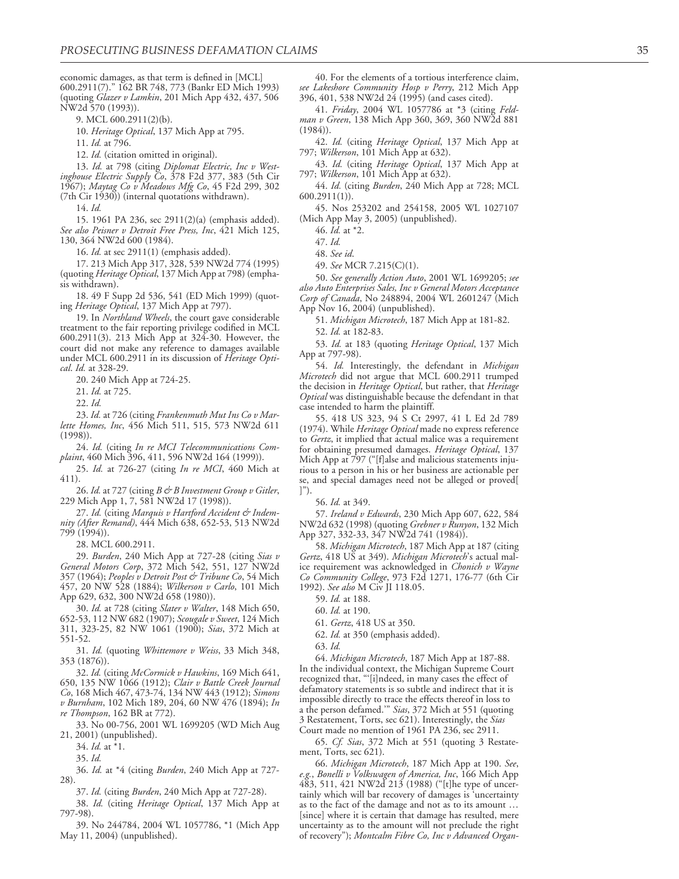economic damages, as that term is defined in [MCL] 600.2911(7).” 162 BR 748, 773 (Bankr ED Mich 1993) (quoting *Glazer v Lamkin*, 201 Mich App 432, 437, 506 NW2d 570 (1993)).

9. MCL 600.2911(2)(b).

10. *Heritage Optical*, 137 Mich App at 795.

11. *Id.* at 796.

12. *Id.* (citation omitted in original).

13. *Id.* at 798 (citing *Diplomat Electric, Inc v Westinghouse Electric Supply Co*, 378 F2d 377, 383 (5th Cir 1967); *Maytag Co v Meadows Mfg Co*, 45 F2d 299, 302 (7th Cir 1930)) (internal quotations withdrawn).

14. *Id.*

15. 1961 PA 236, sec 2911(2)(a) (emphasis added). *See also Peisner v Detroit Free Press, Inc*, 421 Mich 125, 130, 364 NW2d 600 (1984).

16. *Id.* at sec 2911(1) (emphasis added).

17. 213 Mich App 317, 328, 539 NW2d 774 (1995) (quoting *Heritage Optical*, 137 Mich App at 798) (emphasis withdrawn).

18. 49 F Supp 2d 536, 541 (ED Mich 1999) (quoting *Heritage Optical*, 137 Mich App at 797).

19. In *Northland Wheels*, the court gave considerable treatment to the fair reporting privilege codified in MCL 600.2911(3). 213 Mich App at 324-30. However, the court did not make any reference to damages available under MCL 600.2911 in its discussion of *Heritage Optical*. *Id.* at 328-29.

20. 240 Mich App at 724-25.

21. *Id.* at 725.

22. *Id.*

23. *Id.* at 726 (citing *Frankenmuth Mut Ins Co v Marlette Homes, Inc*, 456 Mich 511, 515, 573 NW2d 611 (1998)).

24. *Id.* (citing *In re MCI Telecommunications Complaint*, 460 Mich 396, 411, 596 NW2d 164 (1999)).

25. *Id.* at 726-27 (citing *In re MCI*, 460 Mich at 411).

26. *Id.* at 727 (citing *B & B Investment Group v Gitler*, 229 Mich App 1, 7, 581 NW2d 17 (1998)).

27. *Id.* (citing *Marquis v Hartford Accident & Indemnity (After Remand)*, 444 Mich 638, 652-53, 513 NW2d 799 (1994)).

28. MCL 600.2911.

29. *Burden*, 240 Mich App at 727-28 (citing *Sias v General Motors Corp*, 372 Mich 542, 551, 127 NW2d 357 (1964); *Peoples v Detroit Post & Tribune Co*, 54 Mich 457, 20 NW 528 (1884); *Wilkerson v Carlo*, 101 Mich App 629, 632, 300 NW2d 658 (1980)).

30. *Id.* at 728 (citing *Slater v Walter*, 148 Mich 650, 652-53, 112 NW 682 (1907); *Scougale v Sweet*, 124 Mich 311, 323-25, 82 NW 1061 (1900); *Sias*, 372 Mich at 551-52.

31. *Id.* (quoting *Whittemore v Weiss*, 33 Mich 348, 353 (1876)).

32. *Id.* (citing *McCormick v Hawkins*, 169 Mich 641, 650, 135 NW 1066 (1912); *Clair v Battle Creek Journal Co*, 168 Mich 467, 473-74, 134 NW 443 (1912); *Simons v Burnham*, 102 Mich 189, 204, 60 NW 476 (1894); *In re Thompson*, 162 BR at 772).

33. No 00-756, 2001 WL 1699205 (WD Mich Aug 21, 2001) (unpublished).

34. *Id.* at *1.

35. *Id.*

36. *Id.* at *4 (citing *Burden*, 240 Mich App at 727-28).

37. *Id.* (citing *Burden*, 240 Mich App at 727-28).

38. *Id.* (citing *Heritage Optical*, 137 Mich App at 797-98).

39. No 244784, 2004 WL 1057786, *1 (Mich App May 11, 2004) (unpublished).

40. For the elements of a tortious interference claim, *see Lakeshore Community Hosp v Perry*, 212 Mich App 396, 401, 538 NW2d 24 (1995) (and cases cited).

41. *Friday*, 2004 WL 1057786 at *3 (citing *Feldman v Green*, 138 Mich App 360, 369, 360 NW2d 881 (1984)).

42. *Id.* (citing *Heritage Optical*, 137 Mich App at 797; *Wilkerson*, 101 Mich App at 632).

43. *Id.* (citing *Heritage Optical*, 137 Mich App at 797; *Wilkerson*, 101 Mich App at 632).

44. *Id.* (citing *Burden*, 240 Mich App at 728; MCL 600.2911(1)).

45. Nos 253202 and 254158, 2005 WL 1027107 (Mich App May 3, 2005) (unpublished).

46. *Id.* at *2.

47. *Id.*

48. *See id*.

49. *See* MCR 7.215(C)(1).

50. *See generally Action Auto*, 2001 WL 1699205; *see also Auto Enterprises Sales, Inc v General Motors Acceptance Corp of Canada*, No 248894, 2004 WL 2601247 (Mich App Nov 16, 2004) (unpublished).

51. *Michigan Microtech*, 187 Mich App at 181-82.

52. *Id.* at 182-83.

53. *Id.* at 183 (quoting *Heritage Optical*, 137 Mich App at 797-98).

54. *Id.* Interestingly, the defendant in *Michigan Microtech* did not argue that MCL 600.2911 trumped the decision in *Heritage Optical*, but rather, that *Heritage Optical* was distinguishable because the defendant in that case intended to harm the plaintiff.

55. 418 US 323, 94 S Ct 2997, 41 L Ed 2d 789 (1974). While *Heritage Optical* made no express reference to *Gertz*, it implied that actual malice was a requirement for obtaining presumed damages. *Heritage Optical*, 137 Mich App at 797 ("[f]alse and malicious statements injurious to a person in his or her business are actionable per se, and special damages need not be alleged or proved[ ]").

56. *Id.* at 349.

57. *Ireland v Edwards*, 230 Mich App 607, 622, 584 NW2d 632 (1998) (quoting *Grebner v Runyon*, 132 Mich App 327, 332-33, 347 NW2d 741 (1984)).

58. *Michigan Microtech*, 187 Mich App at 187 (citing *Gertz*, 418 US at 349). *Michigan Microtech*'s actual malice requirement was acknowledged in *Chonich v Wayne Co Community College*, 973 F2d 1271, 176-77 (6th Cir 1992). *See also* M Civ JI 118.05.

59. *Id.* at 188.

60. *Id.* at 190.

61. *Gertz*, 418 US at 350.

62. *Id.* at 350 (emphasis added).

63. *Id.*

64. *Michigan Microtech*, 187 Mich App at 187-88. In the individual context, the Michigan Supreme Court recognized that, "'[i]ndeed, in many cases the effect of defamatory statements is so subtle and indirect that it is impossible directly to trace the effects thereof in loss to a the person defamed.'" *Sias*, 372 Mich at 551 (quoting 3 Restatement, Torts, sec 621). Interestingly, the *Sias* Court made no mention of 1961 PA 236, sec 2911.

65. *Cf. Sias*, 372 Mich at 551 (quoting 3 Restatement, Torts, sec 621).

66. *Michigan Microtech*, 187 Mich App at 190. *See, e.g.*, *Bonelli v Volkswagen of America, Inc*, 166 Mich App 483, 511, 421 NW2d 213 (1988) ("[t]he type of uncertainty which will bar recovery of damages is 'uncertainty as to the fact of the damage and not as to its amount … [since] where it is certain that damage has resulted, mere uncertainty as to the amount will not preclude the right of recovery"); *Montcalm Fibre Co, Inc v Advanced Organ-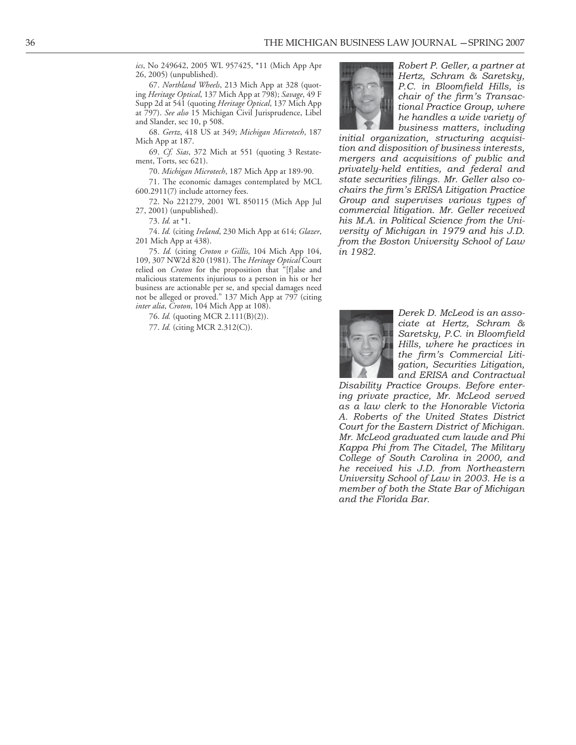*ics*, No 249642, 2005 WL 957425, *11 (Mich App Apr 26, 2005) (unpublished).

67. *Northland Wheels*, 213 Mich App at 328 (quoting *Heritage Optical*, 137 Mich App at 798); *Savage*, 49 F Supp 2d at 541 (quoting *Heritage Optical*, 137 Mich App at 797). *See also* 15 Michigan Civil Jurisprudence, Libel and Slander, sec 10, p 508.

68. *Gertz*, 418 US at 349; *Michigan Microtech*, 187 Mich App at 187.

69. *Cf. Sias*, 372 Mich at 551 (quoting 3 Restatement, Torts, sec 621).

70. *Michigan Microtech*, 187 Mich App at 189-90.

71. The economic damages contemplated by MCL 600.2911(7) include attorney fees.

72. No 221279, 2001 WL 850115 (Mich App Jul 27, 2001) (unpublished).

73. *Id.* at *1.

74. *Id.* (citing *Ireland*, 230 Mich App at 614; *Glazer*, 201 Mich App at 438).

75. *Id.* (citing *Croton v Gillis*, 104 Mich App 104, 109, 307 NW2d 820 (1981). The *Heritage Optical* Court relied on *Croton* for the proposition that "[f]alse and malicious statements injurious to a person in his or her business are actionable per se, and special damages need not be alleged or proved." 137 Mich App at 797 (citing *inter alia*, *Croton*, 104 Mich App at 108).

76. *Id.* (quoting MCR 2.111(B)(2)).

77. *Id.* (citing MCR 2.312(C)).

*Robert P. Geller, a partner at Hertz, Schram & Saretsky, P.C. in Bloomfield Hills, is chair of the firm's Transactional Practice Group, where he handles a wide variety of business matters, including initial organization, structuring acquisition and disposition of business interests, mergers and acquisitions of public and privately-held entities, and federal and state securities filings. Mr. Geller also co-chairs the firm's ERISA Litigation Practice Group and supervises various types of commercial litigation. Mr. Geller received his M.A. in Political Science from the University of Michigan in 1979 and his J.D. from the Boston University School of Law in 1982.*

*Derek D. McLeod is an associate at Hertz, Schram & Saretsky, P.C. in Bloomfield Hills, where he practices in the firm's Commercial Litigation, Securities Litigation, and ERISA and Contractual Disability Practice Groups. Before entering private practice, Mr. McLeod served as a law clerk to the Honorable Victoria A. Roberts of the United States District Court for the Eastern District of Michigan. Mr. McLeod graduated cum laude and Phi Kappa Phi from The Citadel, The Military College of South Carolina in 2000, and he received his J.D. from Northeastern University School of Law in 2003. He is a member of both the State Bar of Michigan and the Florida Bar.*